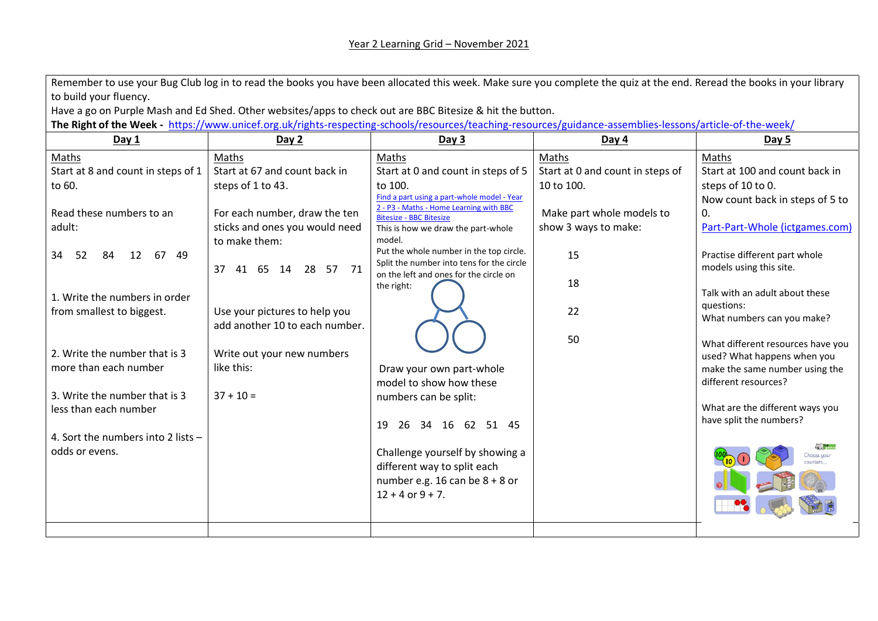Year 2 Learning Grid – November 2021

Remember to use your Bug Club log in to read the books you have been allocated this week. Make sure you complete the quiz at the end. Reread the books in your library to build your fluency.

Have a go on Purple Mash and Ed Shed. Other websites/apps to check out are BBC Bitesize & hit the button.

**The Right of the Week -** https://www.unicef.org.uk/rights-respecting-schools/resources/teaching-resources/guidance-assemblies-lessons/article-of-the-week/

| Day 1 | Day 2 | Day 3 | Day 4 | Day 5 |
|---|---|---|---|---|
| Maths<br>Start at 8 and count in steps of 1 to 60.<br><br>Read these numbers to an adult:<br><br>34 52 84 12 67 49<br><br>1. Write the numbers in order from smallest to biggest.<br><br>2. Write the number that is 3 more than each number<br><br>3. Write the number that is 3 less than each number<br><br>4. Sort the numbers into 2 lists – odds or evens. | Maths<br>Start at 67 and count back in steps of 1 to 43.<br><br>For each number, draw the ten sticks and ones you would need to make them:<br><br>37 41 65 14 28 57 71<br><br>Use your pictures to help you add another 10 to each number.<br><br>Write out your new numbers like this:<br><br>37 + 10 = | Maths<br>Start at 0 and count in steps of 5 to 100.<br>Find a part using a part-whole model - Year 2 - P3 - Maths - Home Learning with BBC Bitesize - BBC Bitesize<br>This is how we draw the part-whole model.<br>Put the whole number in the top circle. Split the number into tens for the circle on the left and ones for the circle on the right:<br><br>Draw your own part-whole model to show how these numbers can be split:<br><br>19 26 34 16 62 51 45<br><br>Challenge yourself by showing a different way to split each number e.g. 16 can be 8 + 8 or 12 + 4 or 9 + 7. | Maths<br>Start at 0 and count in steps of 10 to 100.<br><br>Make part whole models to show 3 ways to make:<br><br>15<br><br>18<br><br>22<br><br>50 | Maths<br>Start at 100 and count back in steps of 10 to 0.<br>Now count back in steps of 5 to 0.<br>Part-Part-Whole (ictgames.com)<br><br>Practise different part whole models using this site.<br><br>Talk with an adult about these questions:<br>What numbers can you make?<br><br>What different resources have you used? What happens when you make the same number using the different resources?<br><br>What are the different ways you have split the numbers? |
| | | | | |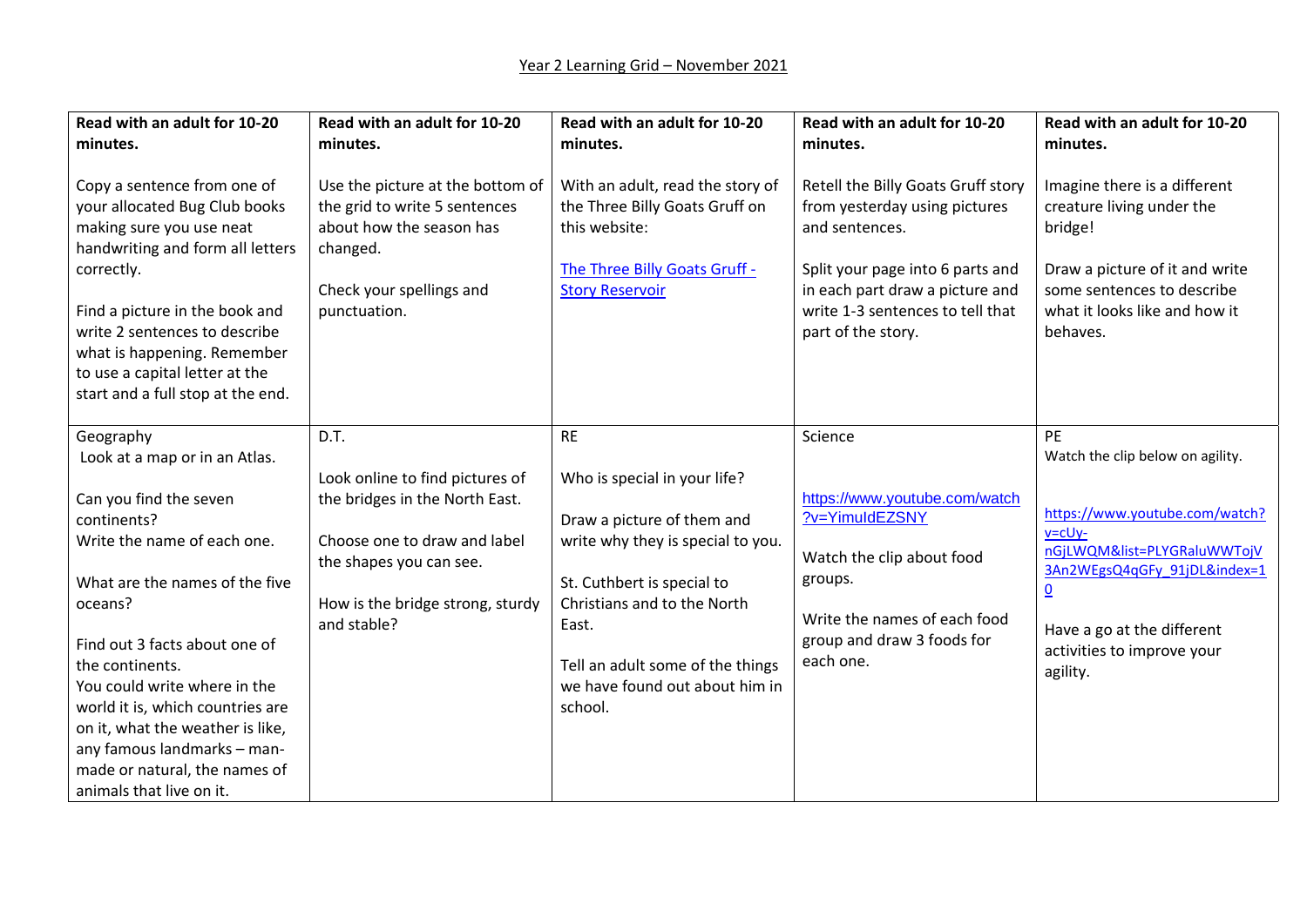## Year 2 Learning Grid – November 2021

| **Read with an adult for 10-20 minutes.** | **Read with an adult for 10-20 minutes.** | **Read with an adult for 10-20 minutes.** | **Read with an adult for 10-20 minutes.** | **Read with an adult for 10-20 minutes.** |
|---|---|---|---|---|
| Copy a sentence from one of your allocated Bug Club books making sure you use neat handwriting and form all letters correctly.<br><br>Find a picture in the book and write 2 sentences to describe what is happening. Remember to use a capital letter at the start and a full stop at the end. | Use the picture at the bottom of the grid to write 5 sentences about how the season has changed.<br><br>Check your spellings and punctuation. | With an adult, read the story of the Three Billy Goats Gruff on this website:<br><br>The Three Billy Goats Gruff - Story Reservoir | Retell the Billy Goats Gruff story from yesterday using pictures and sentences.<br><br>Split your page into 6 parts and in each part draw a picture and write 1-3 sentences to tell that part of the story. | Imagine there is a different creature living under the bridge!<br><br>Draw a picture of it and write some sentences to describe what it looks like and how it behaves. |
| Geography<br>Look at a map or in an Atlas.<br><br>Can you find the seven continents?<br>Write the name of each one.<br><br>What are the names of the five oceans?<br><br>Find out 3 facts about one of the continents.<br>You could write where in the world it is, which countries are on it, what the weather is like, any famous landmarks – man-made or natural, the names of animals that live on it. | D.T.<br><br>Look online to find pictures of the bridges in the North East.<br><br>Choose one to draw and label the shapes you can see.<br><br>How is the bridge strong, sturdy and stable? | RE<br><br>Who is special in your life?<br><br>Draw a picture of them and write why they is special to you.<br><br>St. Cuthbert is special to Christians and to the North East.<br><br>Tell an adult some of the things we have found out about him in school. | Science<br><br>https://www.youtube.com/watch?v=YimuldEZSNY<br><br>Watch the clip about food groups.<br><br>Write the names of each food group and draw 3 foods for each one. | PE<br>Watch the clip below on agility.<br><br>https://www.youtube.com/watch?v=cUy-nGjLWQM&list=PLYGRaluWWTojV3An2WEgsQ4qGFy_91jDL&index=10<br><br>Have a go at the different activities to improve your agility. |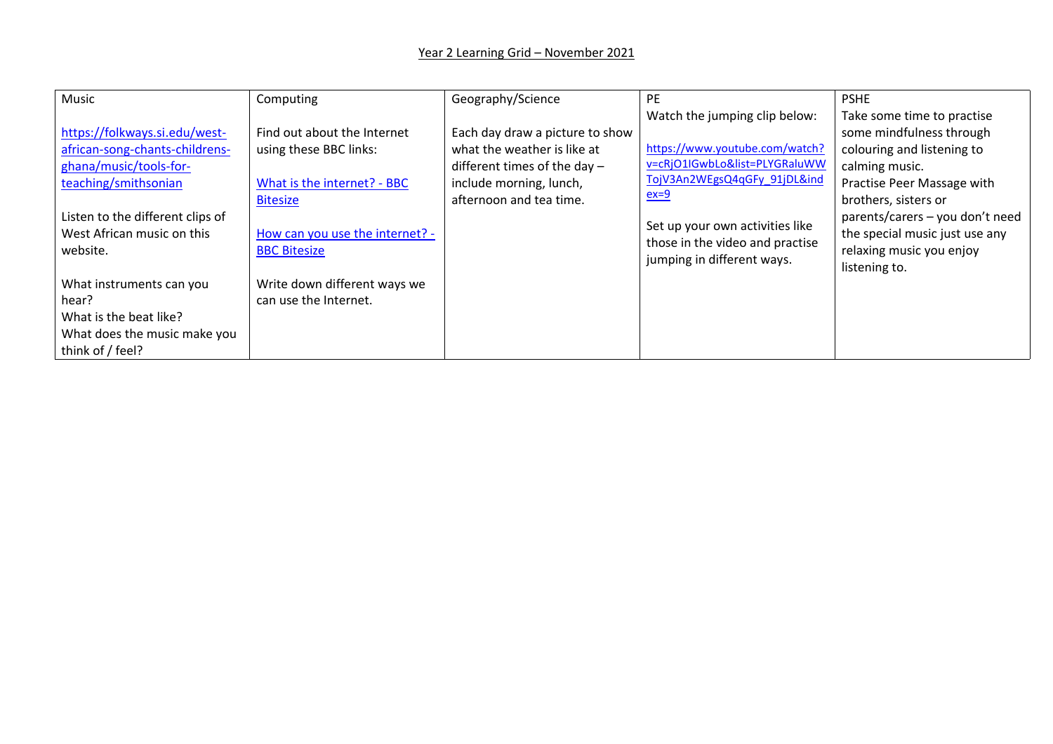Year 2 Learning Grid – November 2021

| Music | Computing | Geography/Science | PE | PSHE |
|---|---|---|---|---|
| https://folkways.si.edu/west-african-song-chants-childrens-ghana/music/tools-for-teaching/smithsonian<br><br>Listen to the different clips of West African music on this website.<br><br>What instruments can you hear?<br>What is the beat like?<br>What does the music make you think of / feel? | Find out about the Internet using these BBC links:<br><br>What is the internet? - BBC Bitesize<br><br>How can you use the internet? - BBC Bitesize<br><br>Write down different ways we can use the Internet. | Each day draw a picture to show what the weather is like at different times of the day – include morning, lunch, afternoon and tea time. | Watch the jumping clip below:<br><br>https://www.youtube.com/watch?v=cRjO1IGwbLo&list=PLYGRaluWWTojV3An2WEgsQ4qGFy_91jDL&index=9<br><br>Set up your own activities like those in the video and practise jumping in different ways. | Take some time to practise some mindfulness through colouring and listening to calming music.<br>Practise Peer Massage with brothers, sisters or parents/carers – you don't need the special music just use any relaxing music you enjoy listening to. |